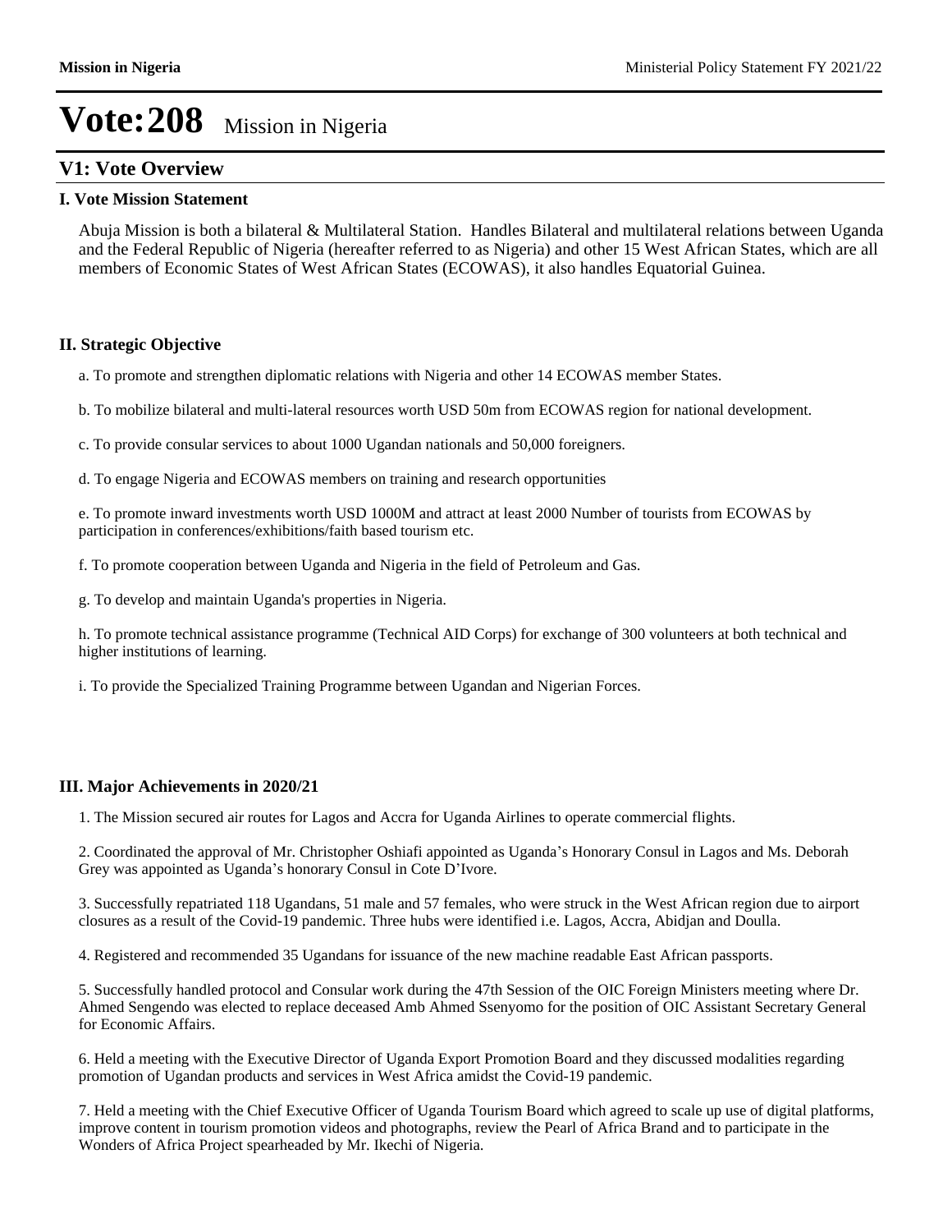# Vote:208 Mission in Nigeria

## V1: Vote Overview

### I. Vote Mission Statement

Abuja Mission is both a bilateral & Multilateral Station. Handles Bilateral and multilateral relations between Uganda and the Federal Republic of Nigeria (hereafter referred to as Nigeria) and other 15 West African States, which are all members of Economic States of West African States (ECOWAS), it also handles Equatorial Guinea.

### II. Strategic Objective

a. To promote and strengthen diplomatic relations with Nigeria and other 14 ECOWAS member States.

b. To mobilize bilateral and multi-lateral resources worth USD 50m from ECOWAS region for national development.

c. To provide consular services to about 1000 Ugandan nationals and 50,000 foreigners.

d. To engage Nigeria and ECOWAS members on training and research opportunities

e. To promote inward investments worth USD 1000M and attract at least 2000 Number of tourists from ECOWAS by participation in conferences/exhibitions/faith based tourism etc.

f. To promote cooperation between Uganda and Nigeria in the field of Petroleum and Gas.

g. To develop and maintain Uganda's properties in Nigeria.

h. To promote technical assistance programme (Technical AID Corps) for exchange of 300 volunteers at both technical and higher institutions of learning.

i. To provide the Specialized Training Programme between Ugandan and Nigerian Forces.

### III. Major Achievements in 2020/21

1. The Mission secured air routes for Lagos and Accra for Uganda Airlines to operate commercial flights.

2. Coordinated the approval of Mr. Christopher Oshiafi appointed as Uganda's Honorary Consul in Lagos and Ms. Deborah Grey was appointed as Uganda's honorary Consul in Cote D'Ivore.

3. Successfully repatriated 118 Ugandans, 51 male and 57 females, who were struck in the West African region due to airport closures as a result of the Covid-19 pandemic. Three hubs were identified i.e. Lagos, Accra, Abidjan and Doulla.

4. Registered and recommended 35 Ugandans for issuance of the new machine readable East African passports.

5. Successfully handled protocol and Consular work during the 47th Session of the OIC Foreign Ministers meeting where Dr. Ahmed Sengendo was elected to replace deceased Amb Ahmed Ssenyomo for the position of OIC Assistant Secretary General for Economic Affairs.

6. Held a meeting with the Executive Director of Uganda Export Promotion Board and they discussed modalities regarding promotion of Ugandan products and services in West Africa amidst the Covid-19 pandemic.

7. Held a meeting with the Chief Executive Officer of Uganda Tourism Board which agreed to scale up use of digital platforms, improve content in tourism promotion videos and photographs, review the Pearl of Africa Brand and to participate in the Wonders of Africa Project spearheaded by Mr. Ikechi of Nigeria.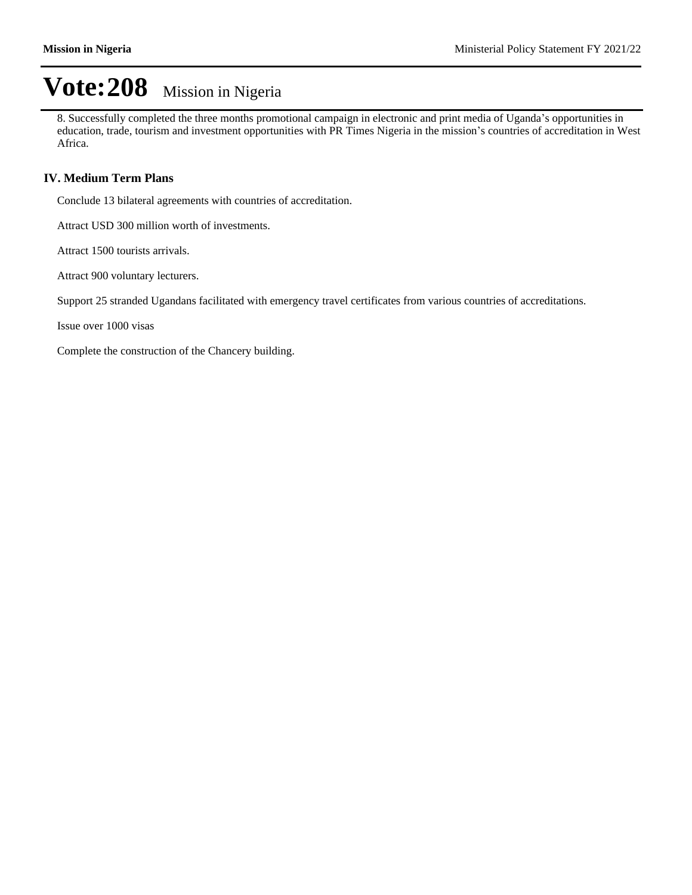# Vote:208 Mission in Nigeria

8. Successfully completed the three months promotional campaign in electronic and print media of Uganda's opportunities in education, trade, tourism and investment opportunities with PR Times Nigeria in the mission's countries of accreditation in West Africa.

## IV. Medium Term Plans

Conclude 13 bilateral agreements with countries of accreditation.

Attract USD 300 million worth of investments.

Attract 1500 tourists arrivals.

Attract 900 voluntary lecturers.

Support 25 stranded Ugandans facilitated with emergency travel certificates from various countries of accreditations.

Issue over 1000 visas

Complete the construction of the Chancery building.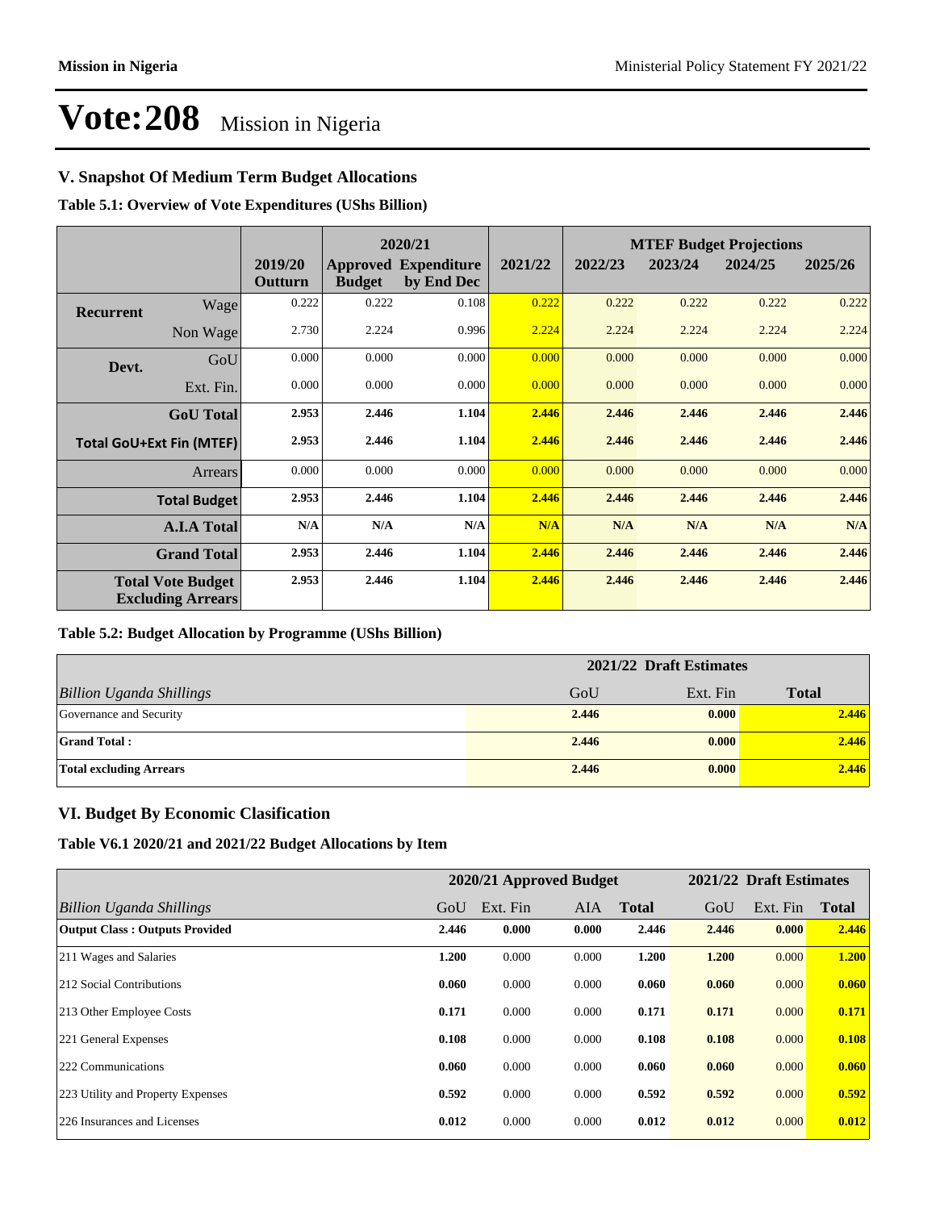# Vote:208 Mission in Nigeria

## V. Snapshot Of Medium Term Budget Allocations

**Table 5.1: Overview of Vote Expenditures (UShs Billion)**

| | | | 2020/21 | | | MTEF Budget Projections | | | |
|---|---|---|---|---|---|---|---|---|---|
| | | 2019/20 Outturn | Approved Budget | Expenditure by End Dec | 2021/22 | 2022/23 | 2023/24 | 2024/25 | 2025/26 |
| **Recurrent** | Wage | 0.222 | 0.222 | 0.108 | 0.222 | 0.222 | 0.222 | 0.222 | 0.222 |
| | Non Wage | 2.730 | 2.224 | 0.996 | 2.224 | 2.224 | 2.224 | 2.224 | 2.224 |
| **Devt.** | GoU | 0.000 | 0.000 | 0.000 | 0.000 | 0.000 | 0.000 | 0.000 | 0.000 |
| | Ext. Fin. | 0.000 | 0.000 | 0.000 | 0.000 | 0.000 | 0.000 | 0.000 | 0.000 |
| | **GoU Total** | **2.953** | **2.446** | **1.104** | **2.446** | **2.446** | **2.446** | **2.446** | **2.446** |
| **Total GoU+Ext Fin (MTEF)** | | **2.953** | **2.446** | **1.104** | **2.446** | **2.446** | **2.446** | **2.446** | **2.446** |
| | Arrears | 0.000 | 0.000 | 0.000 | 0.000 | 0.000 | 0.000 | 0.000 | 0.000 |
| | **Total Budget** | **2.953** | **2.446** | **1.104** | **2.446** | **2.446** | **2.446** | **2.446** | **2.446** |
| | **A.I.A Total** | **N/A** | **N/A** | **N/A** | **N/A** | **N/A** | **N/A** | **N/A** | **N/A** |
| | **Grand Total** | **2.953** | **2.446** | **1.104** | **2.446** | **2.446** | **2.446** | **2.446** | **2.446** |
| **Total Vote Budget Excluding Arrears** | | **2.953** | **2.446** | **1.104** | **2.446** | **2.446** | **2.446** | **2.446** | **2.446** |

**Table 5.2: Budget Allocation by Programme (UShs Billion)**

| | 2021/22 Draft Estimates | | |
|---|---|---|---|
| *Billion Uganda Shillings* | GoU | Ext. Fin | **Total** |
| Governance and Security | **2.446** | **0.000** | **2.446** |
| **Grand Total :** | **2.446** | **0.000** | **2.446** |
| **Total excluding Arrears** | **2.446** | **0.000** | **2.446** |

## VI. Budget By Economic Clasification

**Table V6.1 2020/21 and 2021/22 Budget Allocations by Item**

| | 2020/21 Approved Budget | | | | 2021/22 Draft Estimates | | |
|---|---|---|---|---|---|---|---|
| *Billion Uganda Shillings* | GoU | Ext. Fin | AIA | **Total** | GoU | Ext. Fin | **Total** |
| **Output Class : Outputs Provided** | **2.446** | **0.000** | **0.000** | **2.446** | **2.446** | **0.000** | **2.446** |
| 211 Wages and Salaries | **1.200** | 0.000 | 0.000 | **1.200** | **1.200** | 0.000 | **1.200** |
| 212 Social Contributions | **0.060** | 0.000 | 0.000 | **0.060** | **0.060** | 0.000 | **0.060** |
| 213 Other Employee Costs | **0.171** | 0.000 | 0.000 | **0.171** | **0.171** | 0.000 | **0.171** |
| 221 General Expenses | **0.108** | 0.000 | 0.000 | **0.108** | **0.108** | 0.000 | **0.108** |
| 222 Communications | **0.060** | 0.000 | 0.000 | **0.060** | **0.060** | 0.000 | **0.060** |
| 223 Utility and Property Expenses | **0.592** | 0.000 | 0.000 | **0.592** | **0.592** | 0.000 | **0.592** |
| 226 Insurances and Licenses | **0.012** | 0.000 | 0.000 | **0.012** | **0.012** | 0.000 | **0.012** |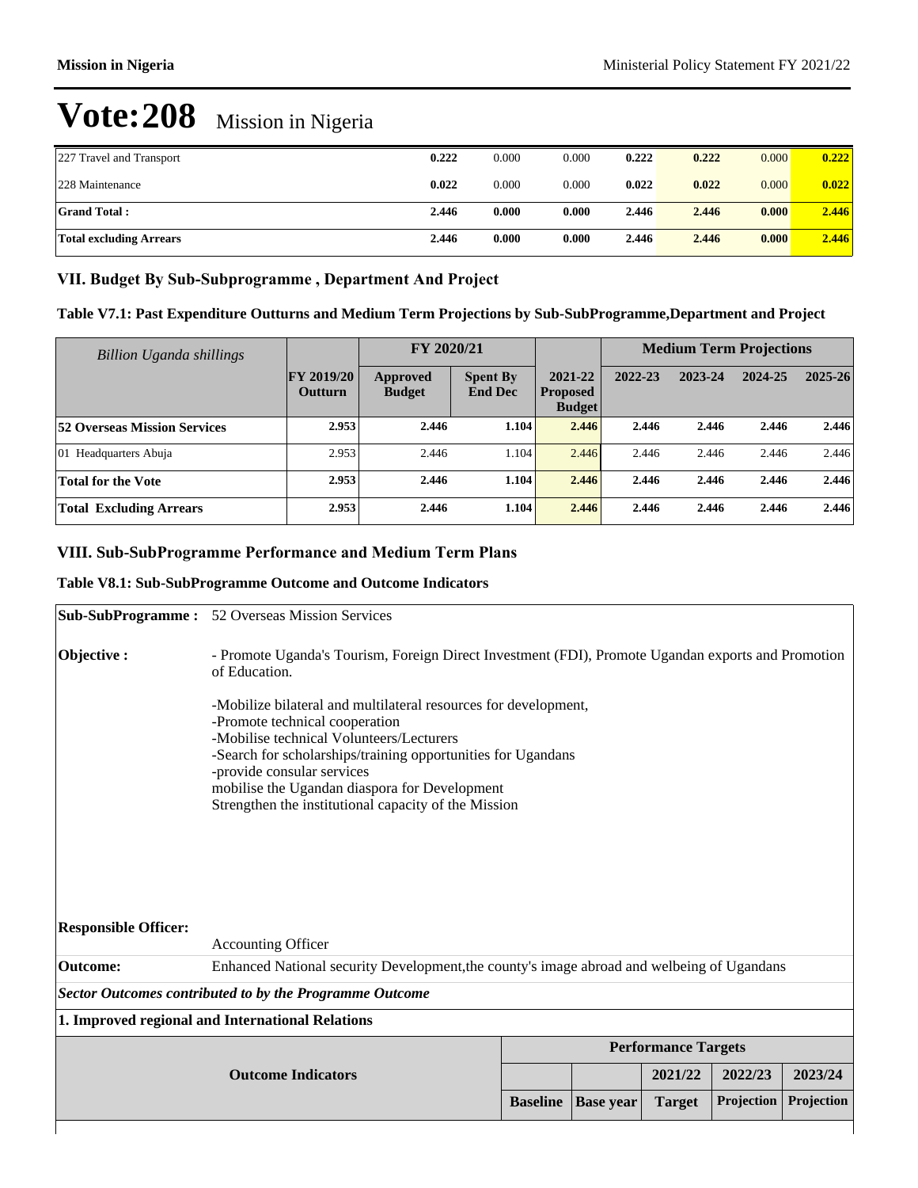# Vote:208 Mission in Nigeria

| | | | | | | | |
|---|---|---|---|---|---|---|---|
| 227 Travel and Transport | **0.222** | 0.000 | 0.000 | **0.222** | **0.222** | 0.000 | **0.222** |
| 228 Maintenance | **0.022** | 0.000 | 0.000 | **0.022** | **0.022** | 0.000 | **0.022** |
| **Grand Total :** | **2.446** | **0.000** | **0.000** | **2.446** | **2.446** | **0.000** | **2.446** |
| **Total excluding Arrears** | **2.446** | **0.000** | **0.000** | **2.446** | **2.446** | **0.000** | **2.446** |

## VII. Budget By Sub-Subprogramme , Department And Project

### Table V7.1: Past Expenditure Outturns and Medium Term Projections by Sub-SubProgramme,Department and Project

| *Billion Uganda shillings* | | FY 2020/21 | | | Medium Term Projections | | | |
|---|---|---|---|---|---|---|---|---|
| | FY 2019/20 Outturn | Approved Budget | Spent By End Dec | 2021-22 Proposed Budget | 2022-23 | 2023-24 | 2024-25 | 2025-26 |
| **52 Overseas Mission Services** | **2.953** | **2.446** | **1.104** | **2.446** | **2.446** | **2.446** | **2.446** | **2.446** |
| 01 Headquarters Abuja | 2.953 | 2.446 | 1.104 | 2.446 | 2.446 | 2.446 | 2.446 | 2.446 |
| **Total for the Vote** | **2.953** | **2.446** | **1.104** | **2.446** | **2.446** | **2.446** | **2.446** | **2.446** |
| **Total Excluding Arrears** | **2.953** | **2.446** | **1.104** | **2.446** | **2.446** | **2.446** | **2.446** | **2.446** |

## VIII. Sub-SubProgramme Performance and Medium Term Plans

### Table V8.1: Sub-SubProgramme Outcome and Outcome Indicators

**Sub-SubProgramme :** 52 Overseas Mission Services

**Objective :** - Promote Uganda's Tourism, Foreign Direct Investment (FDI), Promote Ugandan exports and Promotion of Education.

-Mobilize bilateral and multilateral resources for development,
-Promote technical cooperation
-Mobilise technical Volunteers/Lecturers
-Search for scholarships/training opportunities for Ugandans
-provide consular services
mobilise the Ugandan diaspora for Development
Strengthen the institutional capacity of the Mission

**Responsible Officer:** Accounting Officer

**Outcome:** Enhanced National security Development,the county's image abroad and welbeing of Ugandans

***Sector Outcomes contributed to by the Programme Outcome***

**1. Improved regional and International Relations**

| Outcome Indicators | Performance Targets | | | | |
|---|---|---|---|---|---|
| | | | 2021/22 | 2022/23 | 2023/24 |
| | Baseline | Base year | Target | Projection | Projection |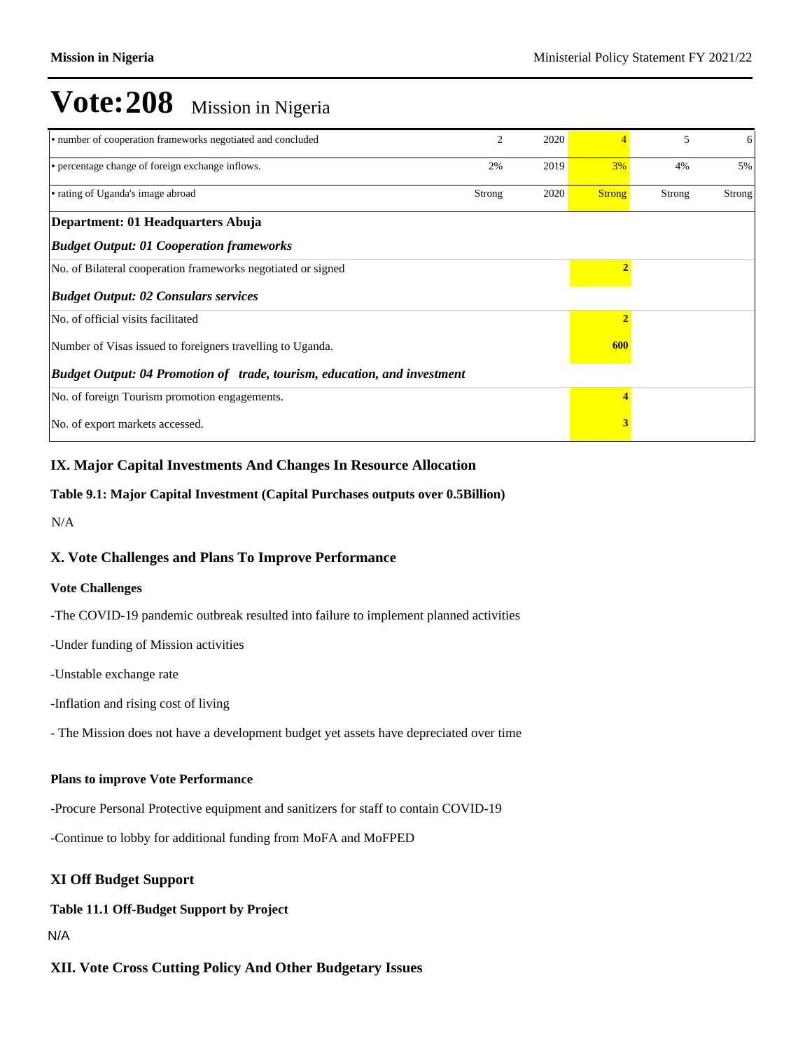# Vote:208 Mission in Nigeria

| | | | | | |
|---|---|---|---|---|---|
| • number of cooperation frameworks negotiated and concluded | 2 | 2020 | 4 | 5 | 6 |
| • percentage change of foreign exchange inflows. | 2% | 2019 | 3% | 4% | 5% |
| • rating of Uganda's image abroad | Strong | 2020 | Strong | Strong | Strong |
| **Department: 01 Headquarters Abuja** | | | | | |
| ***Budget Output: 01 Cooperation frameworks*** | | | | | |
| No. of Bilateral cooperation frameworks negotiated or signed | | | **2** | | |
| ***Budget Output: 02 Consulars services*** | | | | | |
| No. of official visits facilitated | | | **2** | | |
| Number of Visas issued to foreigners travelling to Uganda. | | | **600** | | |
| ***Budget Output: 04 Promotion of trade, tourism, education, and investment*** | | | | | |
| No. of foreign Tourism promotion engagements. | | | **4** | | |
| No. of export markets accessed. | | | **3** | | |

## IX. Major Capital Investments And Changes In Resource Allocation

**Table 9.1: Major Capital Investment (Capital Purchases outputs over 0.5Billion)**

N/A

## X. Vote Challenges and Plans To Improve Performance

**Vote Challenges**

-The COVID-19 pandemic outbreak resulted into failure to implement planned activities

-Under funding of Mission activities

-Unstable exchange rate

-Inflation and rising cost of living

- The Mission does not have a development budget yet assets have depreciated over time

**Plans to improve Vote Performance**

-Procure Personal Protective equipment and sanitizers for staff to contain COVID-19

-Continue to lobby for additional funding from MoFA and MoFPED

## XI Off Budget Support

**Table 11.1 Off-Budget Support by Project**

N/A

## XII. Vote Cross Cutting Policy And Other Budgetary Issues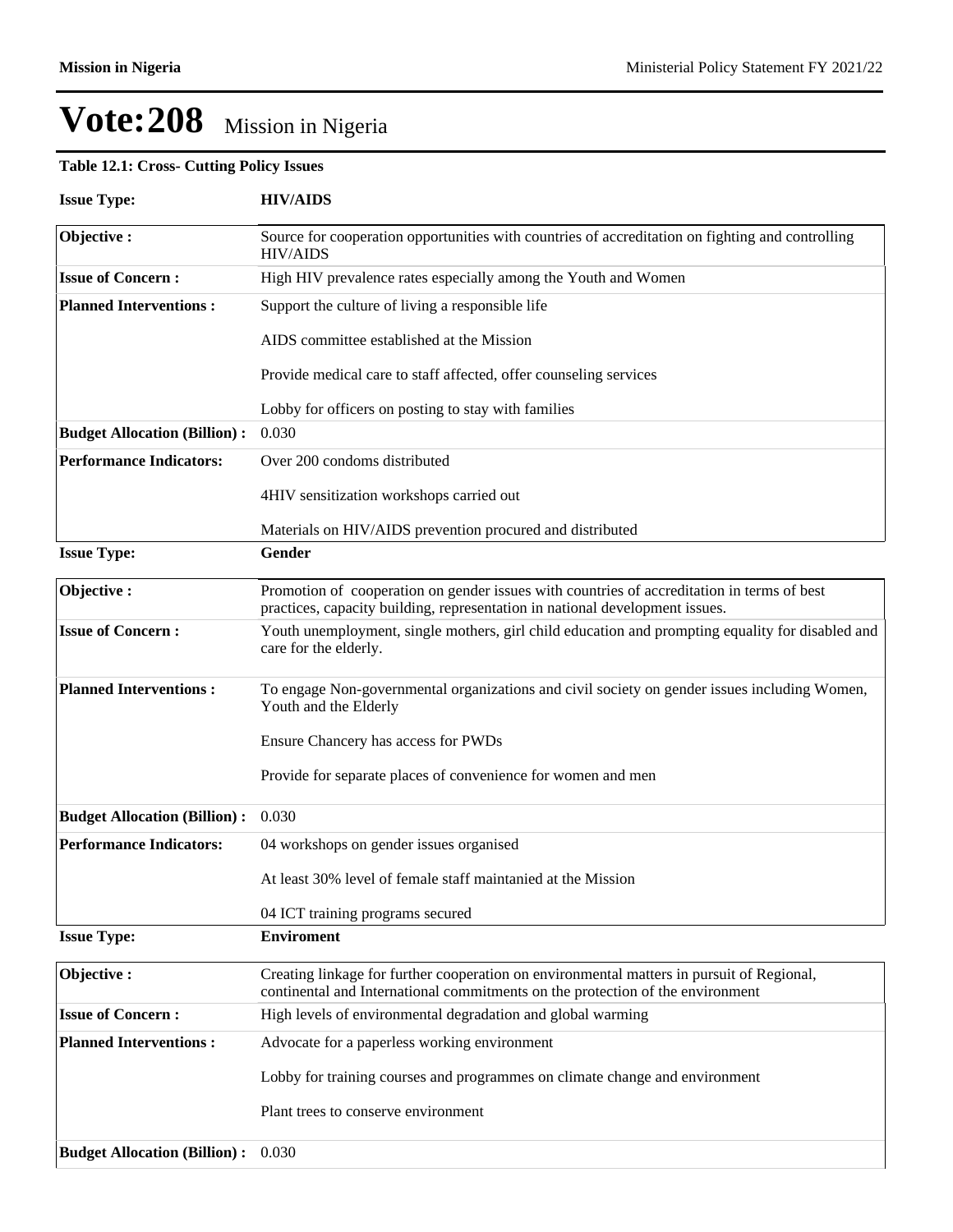# Vote:208 Mission in Nigeria

**Table 12.1: Cross- Cutting Policy Issues**

**Issue Type:** **HIV/AIDS**

| | |
|---|---|
| **Objective :** | Source for cooperation opportunities with countries of accreditation on fighting and controlling HIV/AIDS |
| **Issue of Concern :** | High HIV prevalence rates especially among the Youth and Women |
| **Planned Interventions :** | Support the culture of living a responsible life<br><br>AIDS committee established at the Mission<br><br>Provide medical care to staff affected, offer counseling services<br><br>Lobby for officers on posting to stay with families |
| **Budget Allocation (Billion) :** | 0.030 |
| **Performance Indicators:** | Over 200 condoms distributed<br><br>4HIV sensitization workshops carried out<br><br>Materials on HIV/AIDS prevention procured and distributed |

**Issue Type:** **Gender**

| | |
|---|---|
| **Objective :** | Promotion of cooperation on gender issues with countries of accreditation in terms of best practices, capacity building, representation in national development issues. |
| **Issue of Concern :** | Youth unemployment, single mothers, girl child education and prompting equality for disabled and care for the elderly. |
| **Planned Interventions :** | To engage Non-governmental organizations and civil society on gender issues including Women, Youth and the Elderly<br><br>Ensure Chancery has access for PWDs<br><br>Provide for separate places of convenience for women and men |
| **Budget Allocation (Billion) :** | 0.030 |
| **Performance Indicators:** | 04 workshops on gender issues organised<br><br>At least 30% level of female staff maintanied at the Mission<br><br>04 ICT training programs secured |

**Issue Type:** **Enviroment**

| | |
|---|---|
| **Objective :** | Creating linkage for further cooperation on environmental matters in pursuit of Regional, continental and International commitments on the protection of the environment |
| **Issue of Concern :** | High levels of environmental degradation and global warming |
| **Planned Interventions :** | Advocate for a paperless working environment<br><br>Lobby for training courses and programmes on climate change and environment<br><br>Plant trees to conserve environment |
| **Budget Allocation (Billion) :** | 0.030 |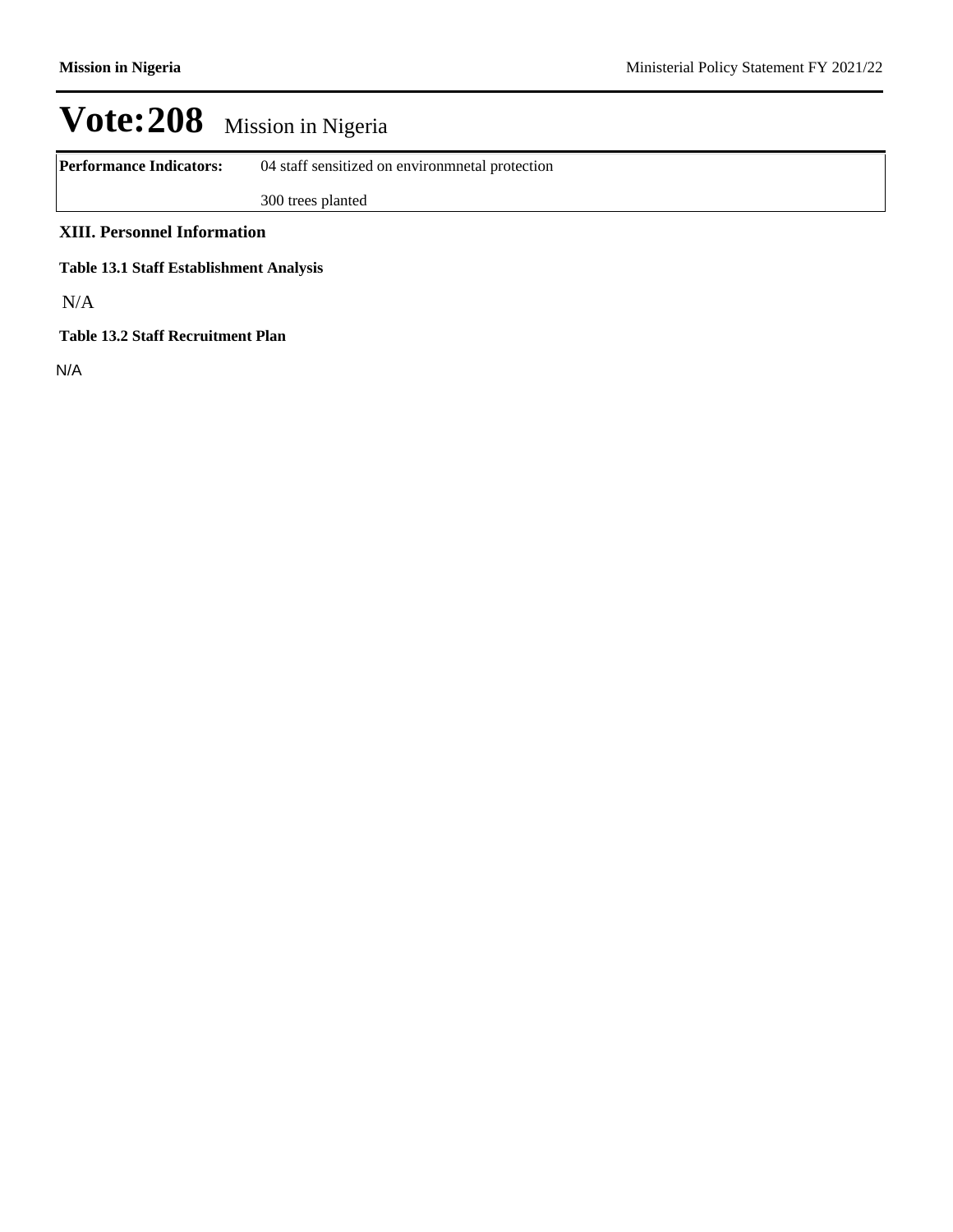# Vote:208 Mission in Nigeria

| | |
|---|---|
| **Performance Indicators:** | 04 staff sensitized on environmnetal protection |
| | 300 trees planted |

## XIII. Personnel Information

**Table 13.1 Staff Establishment Analysis**

N/A

**Table 13.2 Staff Recruitment Plan**

N/A